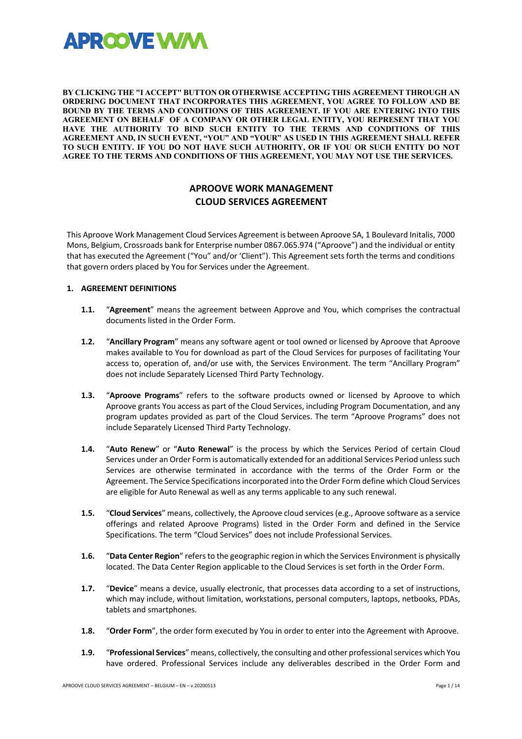APROOVE WM

**BY CLICKING THE "I ACCEPT" BUTTON OR OTHERWISE ACCEPTING THIS AGREEMENT THROUGH AN ORDERING DOCUMENT THAT INCORPORATES THIS AGREEMENT, YOU AGREE TO FOLLOW AND BE BOUND BY THE TERMS AND CONDITIONS OF THIS AGREEMENT. IF YOU ARE ENTERING INTO THIS AGREEMENT ON BEHALF OF A COMPANY OR OTHER LEGAL ENTITY, YOU REPRESENT THAT YOU HAVE THE AUTHORITY TO BIND SUCH ENTITY TO THE TERMS AND CONDITIONS OF THIS AGREEMENT AND, IN SUCH EVENT, "YOU" AND "YOUR" AS USED IN THIS AGREEMENT SHALL REFER TO SUCH ENTITY. IF YOU DO NOT HAVE SUCH AUTHORITY, OR IF YOU OR SUCH ENTITY DO NOT AGREE TO THE TERMS AND CONDITIONS OF THIS AGREEMENT, YOU MAY NOT USE THE SERVICES.**

# APROOVE WORK MANAGEMENT CLOUD SERVICES AGREEMENT

This Aproove Work Management Cloud Services Agreement is between Aproove SA, 1 Boulevard Initalis, 7000 Mons, Belgium, Crossroads bank for Enterprise number 0867.065.974 ("Aproove") and the individual or entity that has executed the Agreement ("You" and/or 'Client"). This Agreement sets forth the terms and conditions that govern orders placed by You for Services under the Agreement.

## 1. AGREEMENT DEFINITIONS

**1.1.** "**Agreement**" means the agreement between Approve and You, which comprises the contractual documents listed in the Order Form.

**1.2.** "**Ancillary Program**" means any software agent or tool owned or licensed by Aproove that Aproove makes available to You for download as part of the Cloud Services for purposes of facilitating Your access to, operation of, and/or use with, the Services Environment. The term "Ancillary Program" does not include Separately Licensed Third Party Technology.

**1.3.** "**Aproove Programs**" refers to the software products owned or licensed by Aproove to which Aproove grants You access as part of the Cloud Services, including Program Documentation, and any program updates provided as part of the Cloud Services. The term "Aproove Programs" does not include Separately Licensed Third Party Technology.

**1.4.** "**Auto Renew**" or "**Auto Renewal**" is the process by which the Services Period of certain Cloud Services under an Order Form is automatically extended for an additional Services Period unless such Services are otherwise terminated in accordance with the terms of the Order Form or the Agreement. The Service Specifications incorporated into the Order Form define which Cloud Services are eligible for Auto Renewal as well as any terms applicable to any such renewal.

**1.5.** "**Cloud Services**" means, collectively, the Aproove cloud services (e.g., Aproove software as a service offerings and related Aproove Programs) listed in the Order Form and defined in the Service Specifications. The term "Cloud Services" does not include Professional Services.

**1.6.** "**Data Center Region**" refers to the geographic region in which the Services Environment is physically located. The Data Center Region applicable to the Cloud Services is set forth in the Order Form.

**1.7.** "**Device**" means a device, usually electronic, that processes data according to a set of instructions, which may include, without limitation, workstations, personal computers, laptops, netbooks, PDAs, tablets and smartphones.

**1.8.** "**Order Form**", the order form executed by You in order to enter into the Agreement with Aproove.

**1.9.** "**Professional Services**" means, collectively, the consulting and other professional services which You have ordered. Professional Services include any deliverables described in the Order Form and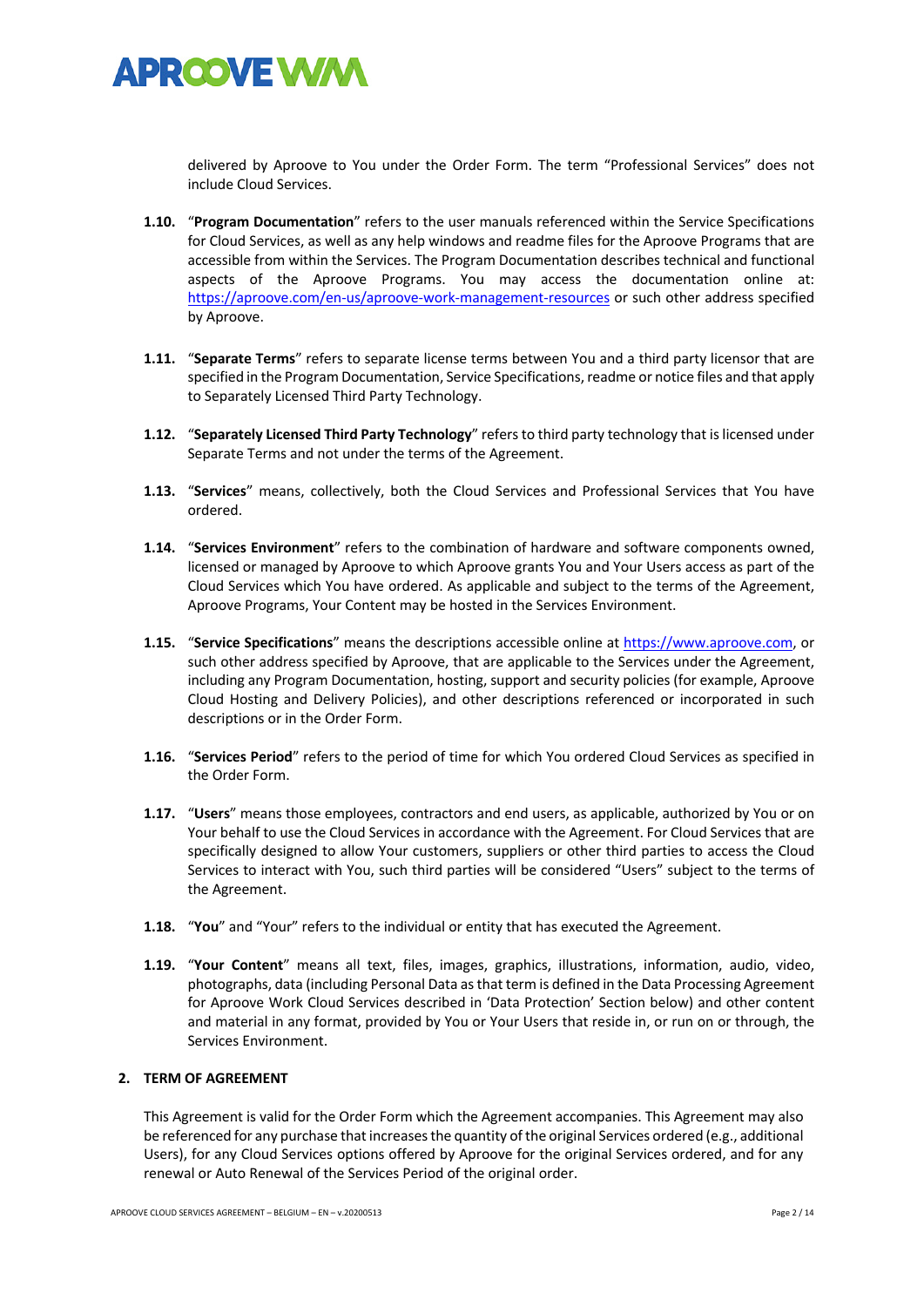delivered by Aproove to You under the Order Form. The term "Professional Services" does not include Cloud Services.

**1.10.** "**Program Documentation**" refers to the user manuals referenced within the Service Specifications for Cloud Services, as well as any help windows and readme files for the Aproove Programs that are accessible from within the Services. The Program Documentation describes technical and functional aspects of the Aproove Programs. You may access the documentation online at: https://aproove.com/en-us/aproove-work-management-resources or such other address specified by Aproove.

**1.11.** "**Separate Terms**" refers to separate license terms between You and a third party licensor that are specified in the Program Documentation, Service Specifications, readme or notice files and that apply to Separately Licensed Third Party Technology.

**1.12.** "**Separately Licensed Third Party Technology**" refers to third party technology that is licensed under Separate Terms and not under the terms of the Agreement.

**1.13.** "**Services**" means, collectively, both the Cloud Services and Professional Services that You have ordered.

**1.14.** "**Services Environment**" refers to the combination of hardware and software components owned, licensed or managed by Aproove to which Aproove grants You and Your Users access as part of the Cloud Services which You have ordered. As applicable and subject to the terms of the Agreement, Aproove Programs, Your Content may be hosted in the Services Environment.

**1.15.** "**Service Specifications**" means the descriptions accessible online at https://www.aproove.com, or such other address specified by Aproove, that are applicable to the Services under the Agreement, including any Program Documentation, hosting, support and security policies (for example, Aproove Cloud Hosting and Delivery Policies), and other descriptions referenced or incorporated in such descriptions or in the Order Form.

**1.16.** "**Services Period**" refers to the period of time for which You ordered Cloud Services as specified in the Order Form.

**1.17.** "**Users**" means those employees, contractors and end users, as applicable, authorized by You or on Your behalf to use the Cloud Services in accordance with the Agreement. For Cloud Services that are specifically designed to allow Your customers, suppliers or other third parties to access the Cloud Services to interact with You, such third parties will be considered "Users" subject to the terms of the Agreement.

**1.18.** "**You**" and "Your" refers to the individual or entity that has executed the Agreement.

**1.19.** "**Your Content**" means all text, files, images, graphics, illustrations, information, audio, video, photographs, data (including Personal Data as that term is defined in the Data Processing Agreement for Aproove Work Cloud Services described in 'Data Protection' Section below) and other content and material in any format, provided by You or Your Users that reside in, or run on or through, the Services Environment.

## 2. TERM OF AGREEMENT

This Agreement is valid for the Order Form which the Agreement accompanies. This Agreement may also be referenced for any purchase that increases the quantity of the original Services ordered (e.g., additional Users), for any Cloud Services options offered by Aproove for the original Services ordered, and for any renewal or Auto Renewal of the Services Period of the original order.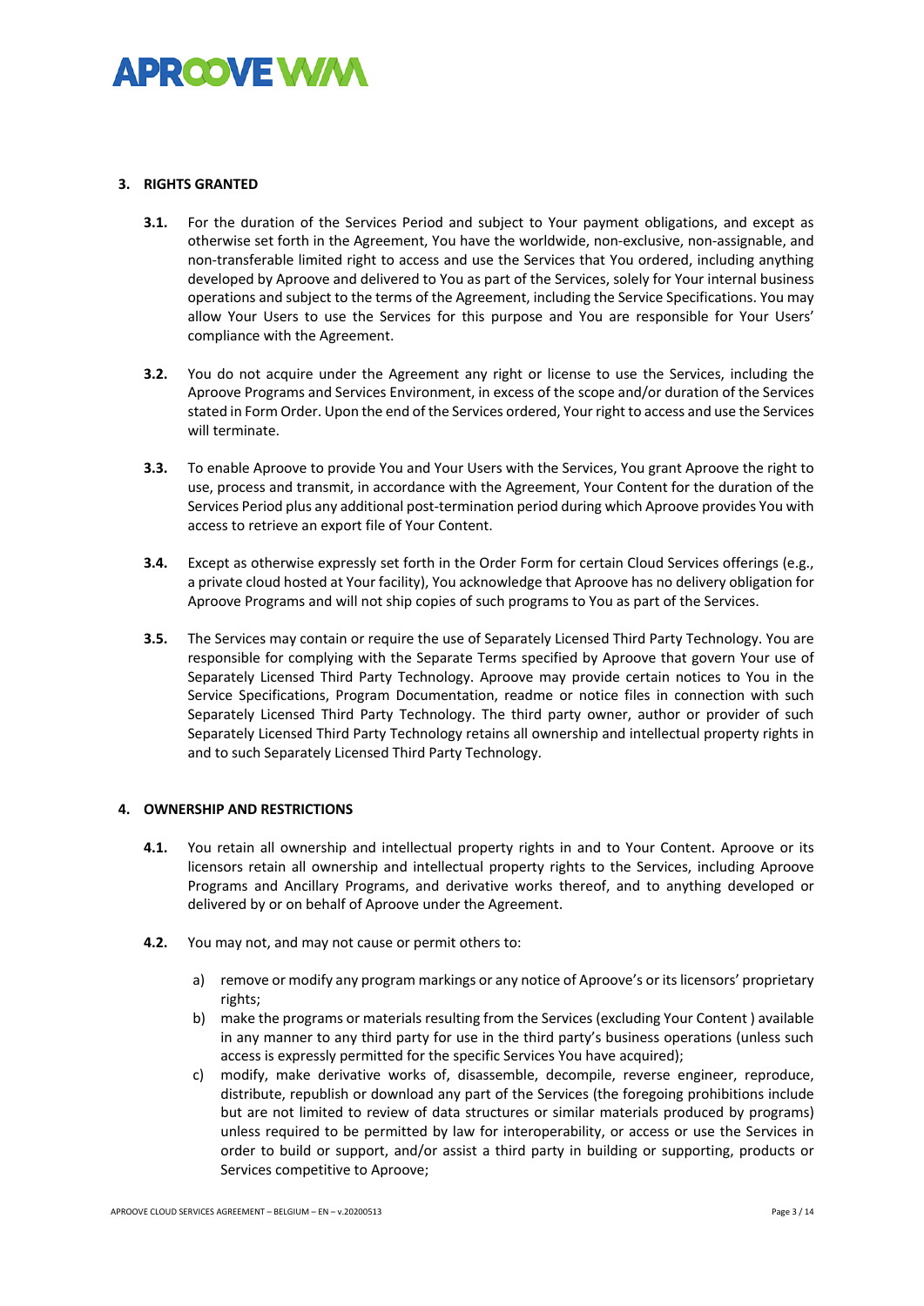## 3. RIGHTS GRANTED

**3.1.** For the duration of the Services Period and subject to Your payment obligations, and except as otherwise set forth in the Agreement, You have the worldwide, non-exclusive, non-assignable, and non-transferable limited right to access and use the Services that You ordered, including anything developed by Aproove and delivered to You as part of the Services, solely for Your internal business operations and subject to the terms of the Agreement, including the Service Specifications. You may allow Your Users to use the Services for this purpose and You are responsible for Your Users' compliance with the Agreement.

**3.2.** You do not acquire under the Agreement any right or license to use the Services, including the Aproove Programs and Services Environment, in excess of the scope and/or duration of the Services stated in Form Order. Upon the end of the Services ordered, Your right to access and use the Services will terminate.

**3.3.** To enable Aproove to provide You and Your Users with the Services, You grant Aproove the right to use, process and transmit, in accordance with the Agreement, Your Content for the duration of the Services Period plus any additional post-termination period during which Aproove provides You with access to retrieve an export file of Your Content.

**3.4.** Except as otherwise expressly set forth in the Order Form for certain Cloud Services offerings (e.g., a private cloud hosted at Your facility), You acknowledge that Aproove has no delivery obligation for Aproove Programs and will not ship copies of such programs to You as part of the Services.

**3.5.** The Services may contain or require the use of Separately Licensed Third Party Technology. You are responsible for complying with the Separate Terms specified by Aproove that govern Your use of Separately Licensed Third Party Technology. Aproove may provide certain notices to You in the Service Specifications, Program Documentation, readme or notice files in connection with such Separately Licensed Third Party Technology. The third party owner, author or provider of such Separately Licensed Third Party Technology retains all ownership and intellectual property rights in and to such Separately Licensed Third Party Technology.

## 4. OWNERSHIP AND RESTRICTIONS

**4.1.** You retain all ownership and intellectual property rights in and to Your Content. Aproove or its licensors retain all ownership and intellectual property rights to the Services, including Aproove Programs and Ancillary Programs, and derivative works thereof, and to anything developed or delivered by or on behalf of Aproove under the Agreement.

**4.2.** You may not, and may not cause or permit others to:

a) remove or modify any program markings or any notice of Aproove's or its licensors' proprietary rights;

b) make the programs or materials resulting from the Services (excluding Your Content ) available in any manner to any third party for use in the third party's business operations (unless such access is expressly permitted for the specific Services You have acquired);

c) modify, make derivative works of, disassemble, decompile, reverse engineer, reproduce, distribute, republish or download any part of the Services (the foregoing prohibitions include but are not limited to review of data structures or similar materials produced by programs) unless required to be permitted by law for interoperability, or access or use the Services in order to build or support, and/or assist a third party in building or supporting, products or Services competitive to Aproove;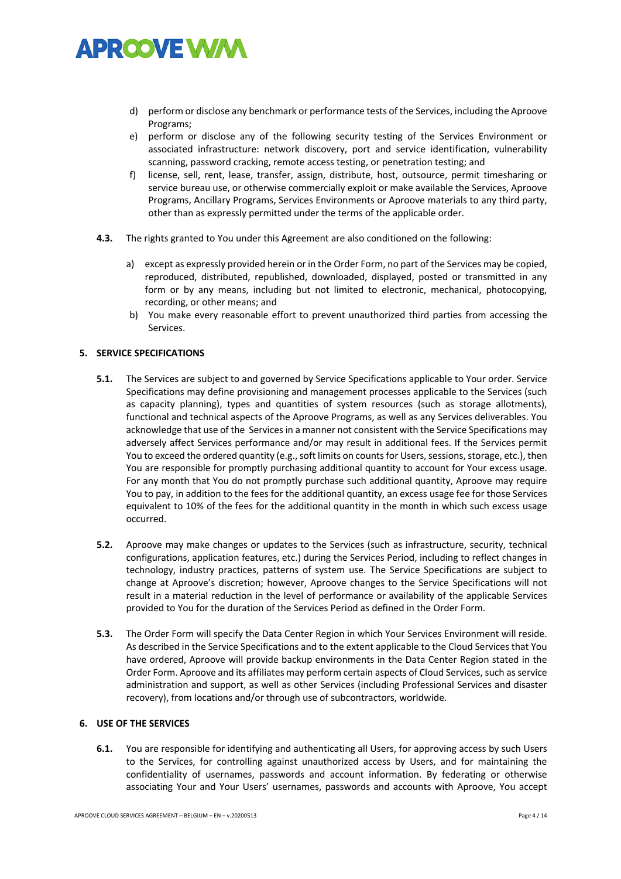d) perform or disclose any benchmark or performance tests of the Services, including the Aproove Programs;

e) perform or disclose any of the following security testing of the Services Environment or associated infrastructure: network discovery, port and service identification, vulnerability scanning, password cracking, remote access testing, or penetration testing; and

f) license, sell, rent, lease, transfer, assign, distribute, host, outsource, permit timesharing or service bureau use, or otherwise commercially exploit or make available the Services, Aproove Programs, Ancillary Programs, Services Environments or Aproove materials to any third party, other than as expressly permitted under the terms of the applicable order.

**4.3.** The rights granted to You under this Agreement are also conditioned on the following:

a) except as expressly provided herein or in the Order Form, no part of the Services may be copied, reproduced, distributed, republished, downloaded, displayed, posted or transmitted in any form or by any means, including but not limited to electronic, mechanical, photocopying, recording, or other means; and

b) You make every reasonable effort to prevent unauthorized third parties from accessing the Services.

## 5. SERVICE SPECIFICATIONS

**5.1.** The Services are subject to and governed by Service Specifications applicable to Your order. Service Specifications may define provisioning and management processes applicable to the Services (such as capacity planning), types and quantities of system resources (such as storage allotments), functional and technical aspects of the Aproove Programs, as well as any Services deliverables. You acknowledge that use of the Services in a manner not consistent with the Service Specifications may adversely affect Services performance and/or may result in additional fees. If the Services permit You to exceed the ordered quantity (e.g., soft limits on counts for Users, sessions, storage, etc.), then You are responsible for promptly purchasing additional quantity to account for Your excess usage. For any month that You do not promptly purchase such additional quantity, Aproove may require You to pay, in addition to the fees for the additional quantity, an excess usage fee for those Services equivalent to 10% of the fees for the additional quantity in the month in which such excess usage occurred.

**5.2.** Aproove may make changes or updates to the Services (such as infrastructure, security, technical configurations, application features, etc.) during the Services Period, including to reflect changes in technology, industry practices, patterns of system use. The Service Specifications are subject to change at Aproove's discretion; however, Aproove changes to the Service Specifications will not result in a material reduction in the level of performance or availability of the applicable Services provided to You for the duration of the Services Period as defined in the Order Form.

**5.3.** The Order Form will specify the Data Center Region in which Your Services Environment will reside. As described in the Service Specifications and to the extent applicable to the Cloud Services that You have ordered, Aproove will provide backup environments in the Data Center Region stated in the Order Form. Aproove and its affiliates may perform certain aspects of Cloud Services, such as service administration and support, as well as other Services (including Professional Services and disaster recovery), from locations and/or through use of subcontractors, worldwide.

## 6. USE OF THE SERVICES

**6.1.** You are responsible for identifying and authenticating all Users, for approving access by such Users to the Services, for controlling against unauthorized access by Users, and for maintaining the confidentiality of usernames, passwords and account information. By federating or otherwise associating Your and Your Users' usernames, passwords and accounts with Aproove, You accept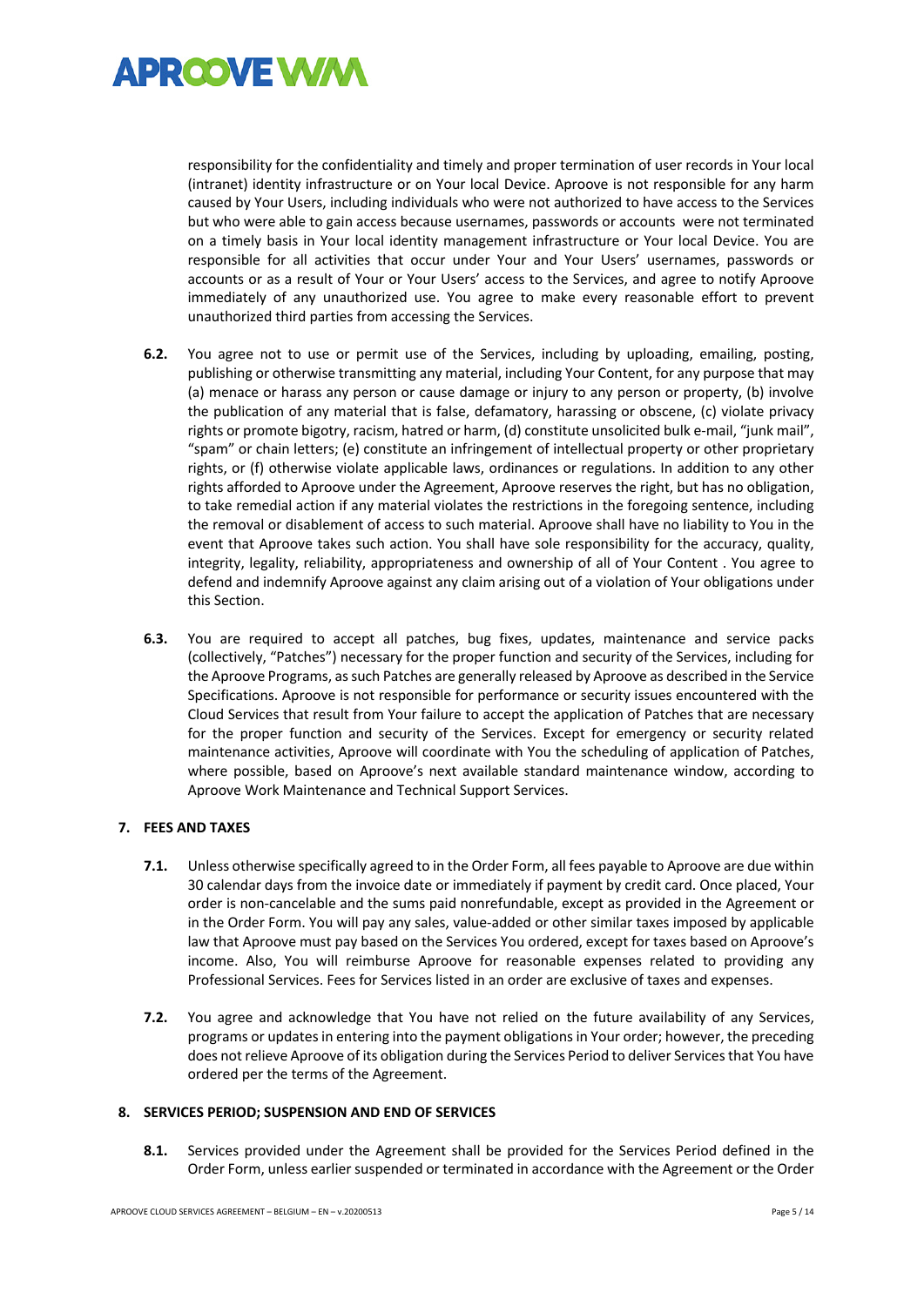responsibility for the confidentiality and timely and proper termination of user records in Your local (intranet) identity infrastructure or on Your local Device. Aproove is not responsible for any harm caused by Your Users, including individuals who were not authorized to have access to the Services but who were able to gain access because usernames, passwords or accounts were not terminated on a timely basis in Your local identity management infrastructure or Your local Device. You are responsible for all activities that occur under Your and Your Users' usernames, passwords or accounts or as a result of Your or Your Users' access to the Services, and agree to notify Aproove immediately of any unauthorized use. You agree to make every reasonable effort to prevent unauthorized third parties from accessing the Services.

**6.2.** You agree not to use or permit use of the Services, including by uploading, emailing, posting, publishing or otherwise transmitting any material, including Your Content, for any purpose that may (a) menace or harass any person or cause damage or injury to any person or property, (b) involve the publication of any material that is false, defamatory, harassing or obscene, (c) violate privacy rights or promote bigotry, racism, hatred or harm, (d) constitute unsolicited bulk e-mail, "junk mail", "spam" or chain letters; (e) constitute an infringement of intellectual property or other proprietary rights, or (f) otherwise violate applicable laws, ordinances or regulations. In addition to any other rights afforded to Aproove under the Agreement, Aproove reserves the right, but has no obligation, to take remedial action if any material violates the restrictions in the foregoing sentence, including the removal or disablement of access to such material. Aproove shall have no liability to You in the event that Aproove takes such action. You shall have sole responsibility for the accuracy, quality, integrity, legality, reliability, appropriateness and ownership of all of Your Content . You agree to defend and indemnify Aproove against any claim arising out of a violation of Your obligations under this Section.

**6.3.** You are required to accept all patches, bug fixes, updates, maintenance and service packs (collectively, "Patches") necessary for the proper function and security of the Services, including for the Aproove Programs, as such Patches are generally released by Aproove as described in the Service Specifications. Aproove is not responsible for performance or security issues encountered with the Cloud Services that result from Your failure to accept the application of Patches that are necessary for the proper function and security of the Services. Except for emergency or security related maintenance activities, Aproove will coordinate with You the scheduling of application of Patches, where possible, based on Aproove's next available standard maintenance window, according to Aproove Work Maintenance and Technical Support Services.

## 7. FEES AND TAXES

**7.1.** Unless otherwise specifically agreed to in the Order Form, all fees payable to Aproove are due within 30 calendar days from the invoice date or immediately if payment by credit card. Once placed, Your order is non-cancelable and the sums paid nonrefundable, except as provided in the Agreement or in the Order Form. You will pay any sales, value-added or other similar taxes imposed by applicable law that Aproove must pay based on the Services You ordered, except for taxes based on Aproove's income. Also, You will reimburse Aproove for reasonable expenses related to providing any Professional Services. Fees for Services listed in an order are exclusive of taxes and expenses.

**7.2.** You agree and acknowledge that You have not relied on the future availability of any Services, programs or updates in entering into the payment obligations in Your order; however, the preceding does not relieve Aproove of its obligation during the Services Period to deliver Services that You have ordered per the terms of the Agreement.

## 8. SERVICES PERIOD; SUSPENSION AND END OF SERVICES

**8.1.** Services provided under the Agreement shall be provided for the Services Period defined in the Order Form, unless earlier suspended or terminated in accordance with the Agreement or the Order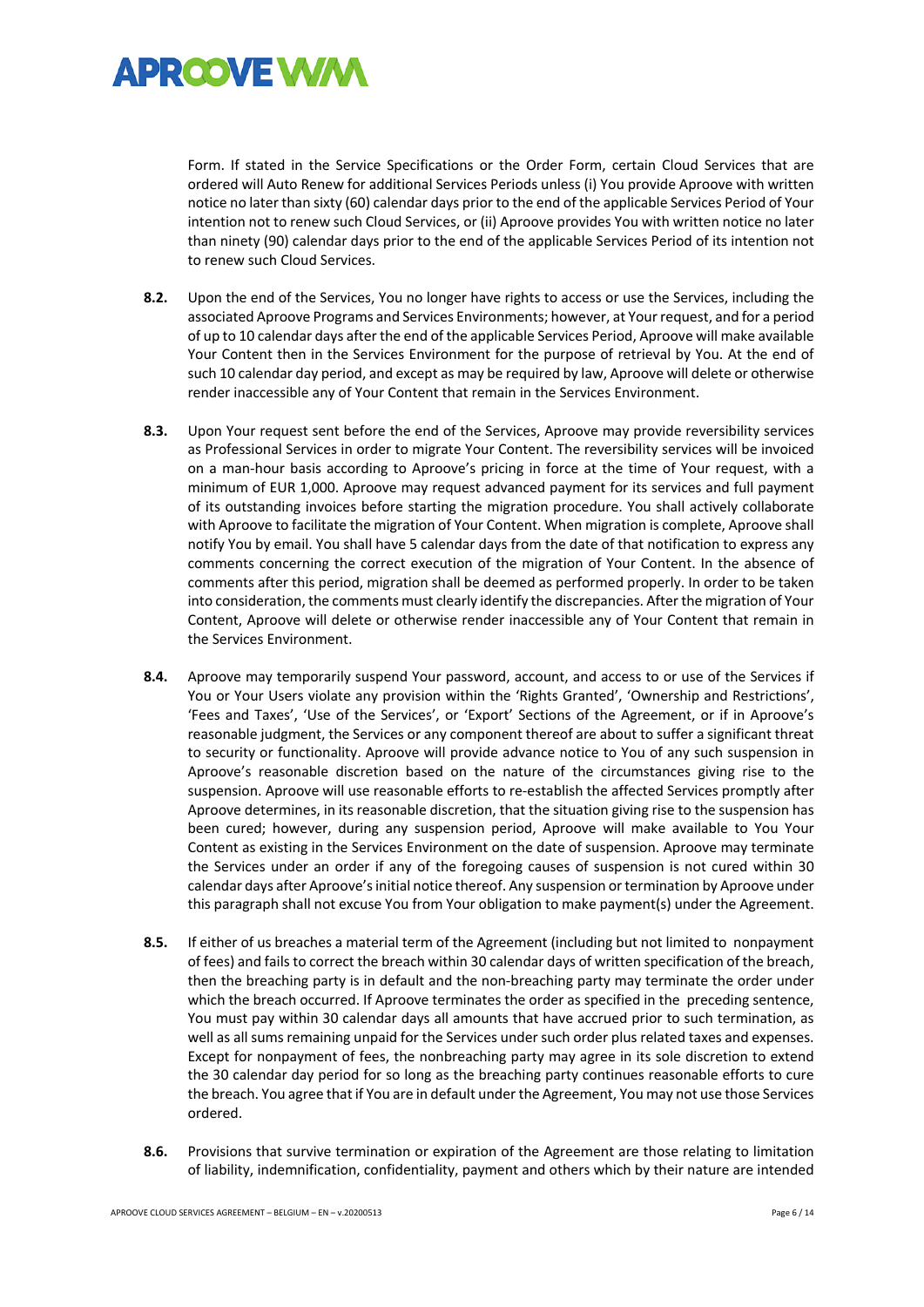Form. If stated in the Service Specifications or the Order Form, certain Cloud Services that are ordered will Auto Renew for additional Services Periods unless (i) You provide Aproove with written notice no later than sixty (60) calendar days prior to the end of the applicable Services Period of Your intention not to renew such Cloud Services, or (ii) Aproove provides You with written notice no later than ninety (90) calendar days prior to the end of the applicable Services Period of its intention not to renew such Cloud Services.

**8.2.** Upon the end of the Services, You no longer have rights to access or use the Services, including the associated Aproove Programs and Services Environments; however, at Your request, and for a period of up to 10 calendar days after the end of the applicable Services Period, Aproove will make available Your Content then in the Services Environment for the purpose of retrieval by You. At the end of such 10 calendar day period, and except as may be required by law, Aproove will delete or otherwise render inaccessible any of Your Content that remain in the Services Environment.

**8.3.** Upon Your request sent before the end of the Services, Aproove may provide reversibility services as Professional Services in order to migrate Your Content. The reversibility services will be invoiced on a man-hour basis according to Aproove's pricing in force at the time of Your request, with a minimum of EUR 1,000. Aproove may request advanced payment for its services and full payment of its outstanding invoices before starting the migration procedure. You shall actively collaborate with Aproove to facilitate the migration of Your Content. When migration is complete, Aproove shall notify You by email. You shall have 5 calendar days from the date of that notification to express any comments concerning the correct execution of the migration of Your Content. In the absence of comments after this period, migration shall be deemed as performed properly. In order to be taken into consideration, the comments must clearly identify the discrepancies. After the migration of Your Content, Aproove will delete or otherwise render inaccessible any of Your Content that remain in the Services Environment.

**8.4.** Aproove may temporarily suspend Your password, account, and access to or use of the Services if You or Your Users violate any provision within the 'Rights Granted', 'Ownership and Restrictions', 'Fees and Taxes', 'Use of the Services', or 'Export' Sections of the Agreement, or if in Aproove's reasonable judgment, the Services or any component thereof are about to suffer a significant threat to security or functionality. Aproove will provide advance notice to You of any such suspension in Aproove's reasonable discretion based on the nature of the circumstances giving rise to the suspension. Aproove will use reasonable efforts to re-establish the affected Services promptly after Aproove determines, in its reasonable discretion, that the situation giving rise to the suspension has been cured; however, during any suspension period, Aproove will make available to You Your Content as existing in the Services Environment on the date of suspension. Aproove may terminate the Services under an order if any of the foregoing causes of suspension is not cured within 30 calendar days after Aproove's initial notice thereof. Any suspension or termination by Aproove under this paragraph shall not excuse You from Your obligation to make payment(s) under the Agreement.

**8.5.** If either of us breaches a material term of the Agreement (including but not limited to nonpayment of fees) and fails to correct the breach within 30 calendar days of written specification of the breach, then the breaching party is in default and the non-breaching party may terminate the order under which the breach occurred. If Aproove terminates the order as specified in the preceding sentence, You must pay within 30 calendar days all amounts that have accrued prior to such termination, as well as all sums remaining unpaid for the Services under such order plus related taxes and expenses. Except for nonpayment of fees, the nonbreaching party may agree in its sole discretion to extend the 30 calendar day period for so long as the breaching party continues reasonable efforts to cure the breach. You agree that if You are in default under the Agreement, You may not use those Services ordered.

**8.6.** Provisions that survive termination or expiration of the Agreement are those relating to limitation of liability, indemnification, confidentiality, payment and others which by their nature are intended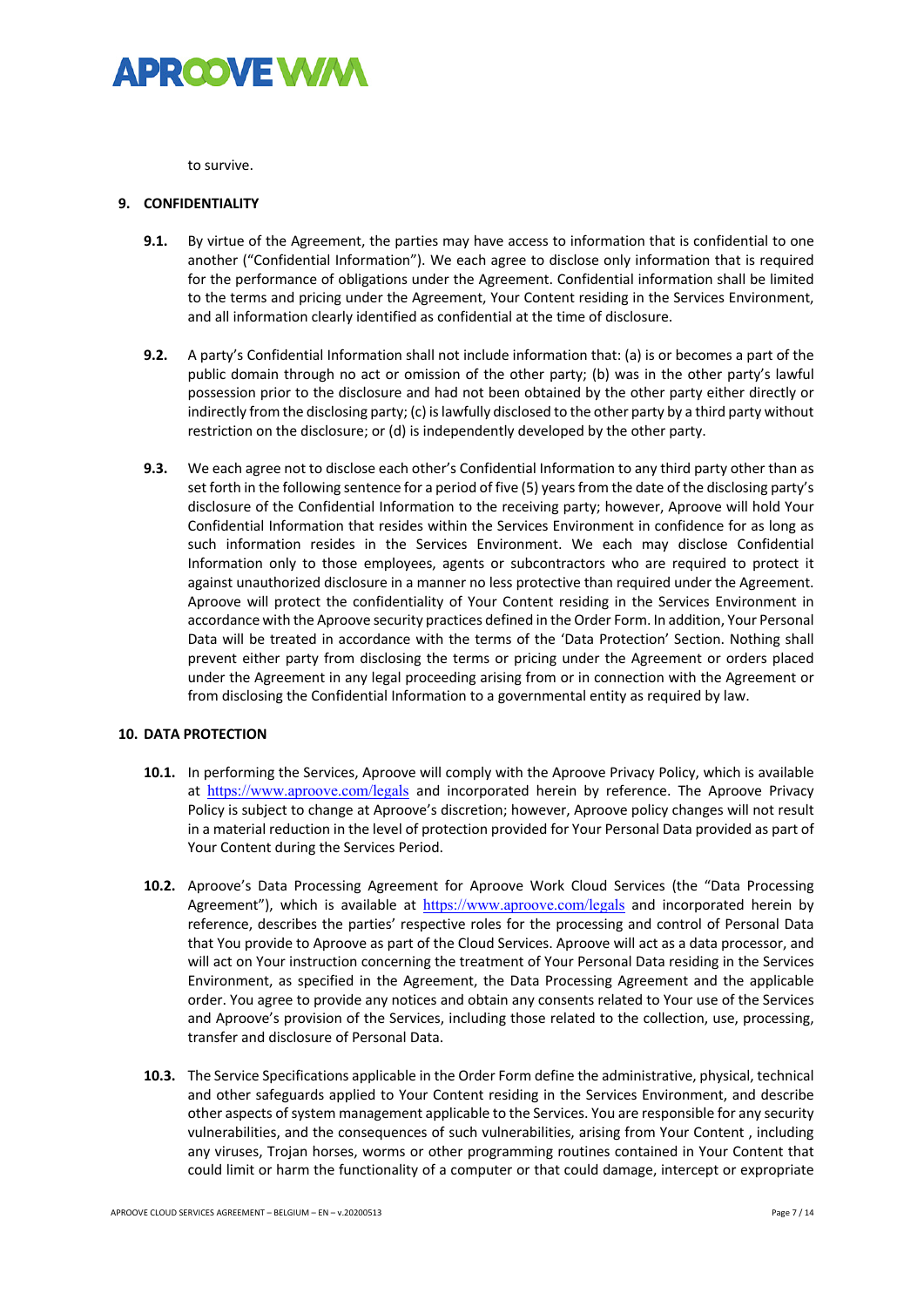to survive.

## 9. CONFIDENTIALITY

**9.1.** By virtue of the Agreement, the parties may have access to information that is confidential to one another ("Confidential Information"). We each agree to disclose only information that is required for the performance of obligations under the Agreement. Confidential information shall be limited to the terms and pricing under the Agreement, Your Content residing in the Services Environment, and all information clearly identified as confidential at the time of disclosure.

**9.2.** A party's Confidential Information shall not include information that: (a) is or becomes a part of the public domain through no act or omission of the other party; (b) was in the other party's lawful possession prior to the disclosure and had not been obtained by the other party either directly or indirectly from the disclosing party; (c) is lawfully disclosed to the other party by a third party without restriction on the disclosure; or (d) is independently developed by the other party.

**9.3.** We each agree not to disclose each other's Confidential Information to any third party other than as set forth in the following sentence for a period of five (5) years from the date of the disclosing party's disclosure of the Confidential Information to the receiving party; however, Aproove will hold Your Confidential Information that resides within the Services Environment in confidence for as long as such information resides in the Services Environment. We each may disclose Confidential Information only to those employees, agents or subcontractors who are required to protect it against unauthorized disclosure in a manner no less protective than required under the Agreement. Aproove will protect the confidentiality of Your Content residing in the Services Environment in accordance with the Aproove security practices defined in the Order Form. In addition, Your Personal Data will be treated in accordance with the terms of the 'Data Protection' Section. Nothing shall prevent either party from disclosing the terms or pricing under the Agreement or orders placed under the Agreement in any legal proceeding arising from or in connection with the Agreement or from disclosing the Confidential Information to a governmental entity as required by law.

## 10. DATA PROTECTION

**10.1.** In performing the Services, Aproove will comply with the Aproove Privacy Policy, which is available at https://www.aproove.com/legals and incorporated herein by reference. The Aproove Privacy Policy is subject to change at Aproove's discretion; however, Aproove policy changes will not result in a material reduction in the level of protection provided for Your Personal Data provided as part of Your Content during the Services Period.

**10.2.** Aproove's Data Processing Agreement for Aproove Work Cloud Services (the "Data Processing Agreement"), which is available at https://www.aproove.com/legals and incorporated herein by reference, describes the parties' respective roles for the processing and control of Personal Data that You provide to Aproove as part of the Cloud Services. Aproove will act as a data processor, and will act on Your instruction concerning the treatment of Your Personal Data residing in the Services Environment, as specified in the Agreement, the Data Processing Agreement and the applicable order. You agree to provide any notices and obtain any consents related to Your use of the Services and Aproove's provision of the Services, including those related to the collection, use, processing, transfer and disclosure of Personal Data.

**10.3.** The Service Specifications applicable in the Order Form define the administrative, physical, technical and other safeguards applied to Your Content residing in the Services Environment, and describe other aspects of system management applicable to the Services. You are responsible for any security vulnerabilities, and the consequences of such vulnerabilities, arising from Your Content , including any viruses, Trojan horses, worms or other programming routines contained in Your Content that could limit or harm the functionality of a computer or that could damage, intercept or expropriate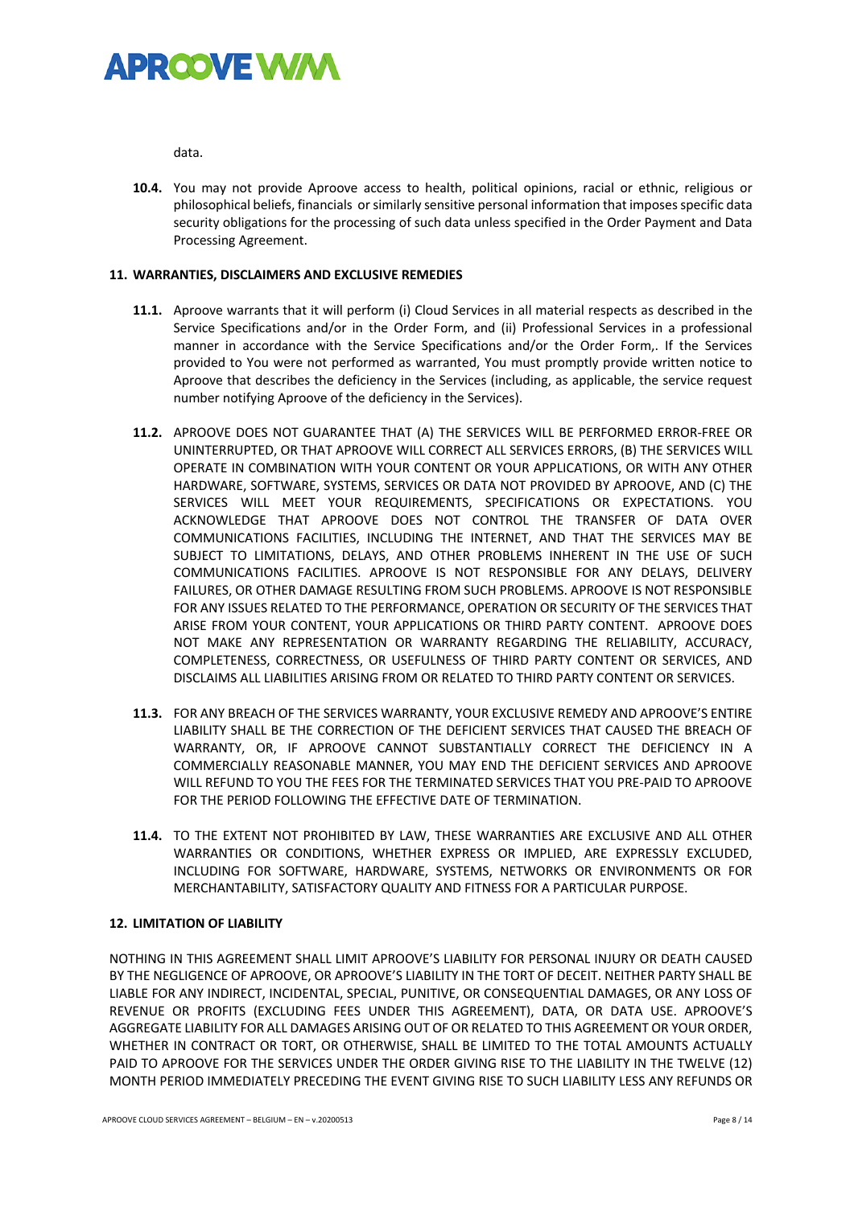data.

**10.4.** You may not provide Aproove access to health, political opinions, racial or ethnic, religious or philosophical beliefs, financials or similarly sensitive personal information that imposes specific data security obligations for the processing of such data unless specified in the Order Payment and Data Processing Agreement.

## 11. WARRANTIES, DISCLAIMERS AND EXCLUSIVE REMEDIES

**11.1.** Aproove warrants that it will perform (i) Cloud Services in all material respects as described in the Service Specifications and/or in the Order Form, and (ii) Professional Services in a professional manner in accordance with the Service Specifications and/or the Order Form,. If the Services provided to You were not performed as warranted, You must promptly provide written notice to Aproove that describes the deficiency in the Services (including, as applicable, the service request number notifying Aproove of the deficiency in the Services).

**11.2.** APROOVE DOES NOT GUARANTEE THAT (A) THE SERVICES WILL BE PERFORMED ERROR-FREE OR UNINTERRUPTED, OR THAT APROOVE WILL CORRECT ALL SERVICES ERRORS, (B) THE SERVICES WILL OPERATE IN COMBINATION WITH YOUR CONTENT OR YOUR APPLICATIONS, OR WITH ANY OTHER HARDWARE, SOFTWARE, SYSTEMS, SERVICES OR DATA NOT PROVIDED BY APROOVE, AND (C) THE SERVICES WILL MEET YOUR REQUIREMENTS, SPECIFICATIONS OR EXPECTATIONS. YOU ACKNOWLEDGE THAT APROOVE DOES NOT CONTROL THE TRANSFER OF DATA OVER COMMUNICATIONS FACILITIES, INCLUDING THE INTERNET, AND THAT THE SERVICES MAY BE SUBJECT TO LIMITATIONS, DELAYS, AND OTHER PROBLEMS INHERENT IN THE USE OF SUCH COMMUNICATIONS FACILITIES. APROOVE IS NOT RESPONSIBLE FOR ANY DELAYS, DELIVERY FAILURES, OR OTHER DAMAGE RESULTING FROM SUCH PROBLEMS. APROOVE IS NOT RESPONSIBLE FOR ANY ISSUES RELATED TO THE PERFORMANCE, OPERATION OR SECURITY OF THE SERVICES THAT ARISE FROM YOUR CONTENT, YOUR APPLICATIONS OR THIRD PARTY CONTENT. APROOVE DOES NOT MAKE ANY REPRESENTATION OR WARRANTY REGARDING THE RELIABILITY, ACCURACY, COMPLETENESS, CORRECTNESS, OR USEFULNESS OF THIRD PARTY CONTENT OR SERVICES, AND DISCLAIMS ALL LIABILITIES ARISING FROM OR RELATED TO THIRD PARTY CONTENT OR SERVICES.

**11.3.** FOR ANY BREACH OF THE SERVICES WARRANTY, YOUR EXCLUSIVE REMEDY AND APROOVE'S ENTIRE LIABILITY SHALL BE THE CORRECTION OF THE DEFICIENT SERVICES THAT CAUSED THE BREACH OF WARRANTY, OR, IF APROOVE CANNOT SUBSTANTIALLY CORRECT THE DEFICIENCY IN A COMMERCIALLY REASONABLE MANNER, YOU MAY END THE DEFICIENT SERVICES AND APROOVE WILL REFUND TO YOU THE FEES FOR THE TERMINATED SERVICES THAT YOU PRE-PAID TO APROOVE FOR THE PERIOD FOLLOWING THE EFFECTIVE DATE OF TERMINATION.

**11.4.** TO THE EXTENT NOT PROHIBITED BY LAW, THESE WARRANTIES ARE EXCLUSIVE AND ALL OTHER WARRANTIES OR CONDITIONS, WHETHER EXPRESS OR IMPLIED, ARE EXPRESSLY EXCLUDED, INCLUDING FOR SOFTWARE, HARDWARE, SYSTEMS, NETWORKS OR ENVIRONMENTS OR FOR MERCHANTABILITY, SATISFACTORY QUALITY AND FITNESS FOR A PARTICULAR PURPOSE.

## 12. LIMITATION OF LIABILITY

NOTHING IN THIS AGREEMENT SHALL LIMIT APROOVE'S LIABILITY FOR PERSONAL INJURY OR DEATH CAUSED BY THE NEGLIGENCE OF APROOVE, OR APROOVE'S LIABILITY IN THE TORT OF DECEIT. NEITHER PARTY SHALL BE LIABLE FOR ANY INDIRECT, INCIDENTAL, SPECIAL, PUNITIVE, OR CONSEQUENTIAL DAMAGES, OR ANY LOSS OF REVENUE OR PROFITS (EXCLUDING FEES UNDER THIS AGREEMENT), DATA, OR DATA USE. APROOVE'S AGGREGATE LIABILITY FOR ALL DAMAGES ARISING OUT OF OR RELATED TO THIS AGREEMENT OR YOUR ORDER, WHETHER IN CONTRACT OR TORT, OR OTHERWISE, SHALL BE LIMITED TO THE TOTAL AMOUNTS ACTUALLY PAID TO APROOVE FOR THE SERVICES UNDER THE ORDER GIVING RISE TO THE LIABILITY IN THE TWELVE (12) MONTH PERIOD IMMEDIATELY PRECEDING THE EVENT GIVING RISE TO SUCH LIABILITY LESS ANY REFUNDS OR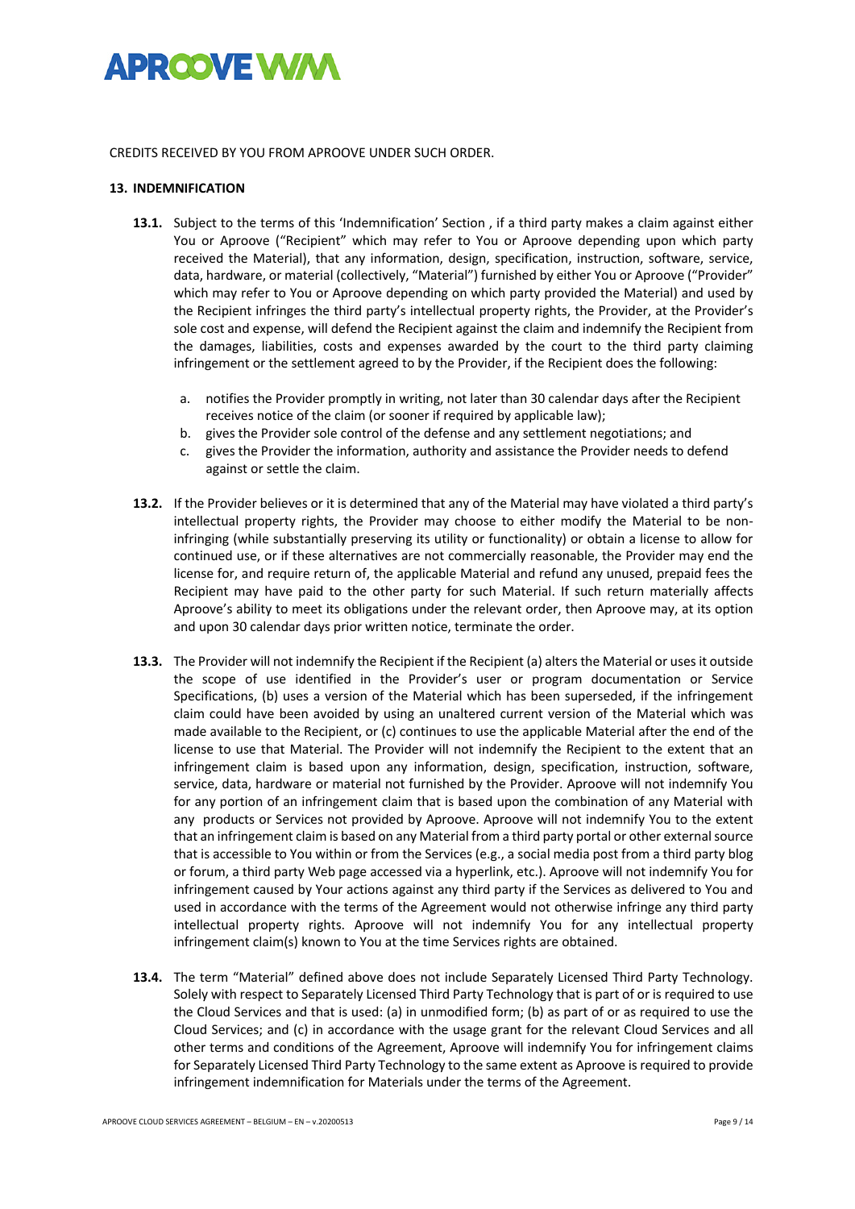CREDITS RECEIVED BY YOU FROM APROOVE UNDER SUCH ORDER.

## 13. INDEMNIFICATION

**13.1.** Subject to the terms of this 'Indemnification' Section , if a third party makes a claim against either You or Aproove ("Recipient" which may refer to You or Aproove depending upon which party received the Material), that any information, design, specification, instruction, software, service, data, hardware, or material (collectively, "Material") furnished by either You or Aproove ("Provider" which may refer to You or Aproove depending on which party provided the Material) and used by the Recipient infringes the third party's intellectual property rights, the Provider, at the Provider's sole cost and expense, will defend the Recipient against the claim and indemnify the Recipient from the damages, liabilities, costs and expenses awarded by the court to the third party claiming infringement or the settlement agreed to by the Provider, if the Recipient does the following:

a. notifies the Provider promptly in writing, not later than 30 calendar days after the Recipient receives notice of the claim (or sooner if required by applicable law);
b. gives the Provider sole control of the defense and any settlement negotiations; and
c. gives the Provider the information, authority and assistance the Provider needs to defend against or settle the claim.

**13.2.** If the Provider believes or it is determined that any of the Material may have violated a third party's intellectual property rights, the Provider may choose to either modify the Material to be non-infringing (while substantially preserving its utility or functionality) or obtain a license to allow for continued use, or if these alternatives are not commercially reasonable, the Provider may end the license for, and require return of, the applicable Material and refund any unused, prepaid fees the Recipient may have paid to the other party for such Material. If such return materially affects Aproove's ability to meet its obligations under the relevant order, then Aproove may, at its option and upon 30 calendar days prior written notice, terminate the order.

**13.3.** The Provider will not indemnify the Recipient if the Recipient (a) alters the Material or uses it outside the scope of use identified in the Provider's user or program documentation or Service Specifications, (b) uses a version of the Material which has been superseded, if the infringement claim could have been avoided by using an unaltered current version of the Material which was made available to the Recipient, or (c) continues to use the applicable Material after the end of the license to use that Material. The Provider will not indemnify the Recipient to the extent that an infringement claim is based upon any information, design, specification, instruction, software, service, data, hardware or material not furnished by the Provider. Aproove will not indemnify You for any portion of an infringement claim that is based upon the combination of any Material with any products or Services not provided by Aproove. Aproove will not indemnify You to the extent that an infringement claim is based on any Material from a third party portal or other external source that is accessible to You within or from the Services (e.g., a social media post from a third party blog or forum, a third party Web page accessed via a hyperlink, etc.). Aproove will not indemnify You for infringement caused by Your actions against any third party if the Services as delivered to You and used in accordance with the terms of the Agreement would not otherwise infringe any third party intellectual property rights. Aproove will not indemnify You for any intellectual property infringement claim(s) known to You at the time Services rights are obtained.

**13.4.** The term "Material" defined above does not include Separately Licensed Third Party Technology. Solely with respect to Separately Licensed Third Party Technology that is part of or is required to use the Cloud Services and that is used: (a) in unmodified form; (b) as part of or as required to use the Cloud Services; and (c) in accordance with the usage grant for the relevant Cloud Services and all other terms and conditions of the Agreement, Aproove will indemnify You for infringement claims for Separately Licensed Third Party Technology to the same extent as Aproove is required to provide infringement indemnification for Materials under the terms of the Agreement.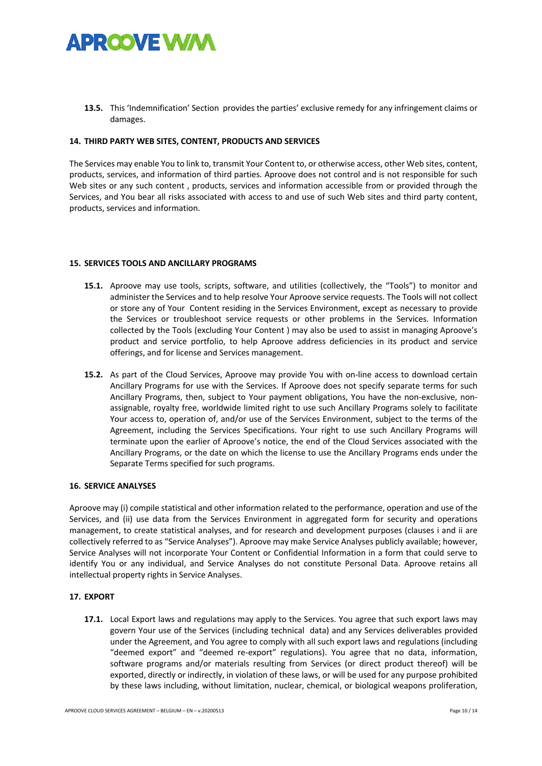**13.5.** This 'Indemnification' Section provides the parties' exclusive remedy for any infringement claims or damages.

## 14. THIRD PARTY WEB SITES, CONTENT, PRODUCTS AND SERVICES

The Services may enable You to link to, transmit Your Content to, or otherwise access, other Web sites, content, products, services, and information of third parties. Aproove does not control and is not responsible for such Web sites or any such content , products, services and information accessible from or provided through the Services, and You bear all risks associated with access to and use of such Web sites and third party content, products, services and information.

## 15. SERVICES TOOLS AND ANCILLARY PROGRAMS

**15.1.** Aproove may use tools, scripts, software, and utilities (collectively, the "Tools") to monitor and administer the Services and to help resolve Your Aproove service requests. The Tools will not collect or store any of Your Content residing in the Services Environment, except as necessary to provide the Services or troubleshoot service requests or other problems in the Services. Information collected by the Tools (excluding Your Content ) may also be used to assist in managing Aproove's product and service portfolio, to help Aproove address deficiencies in its product and service offerings, and for license and Services management.

**15.2.** As part of the Cloud Services, Aproove may provide You with on-line access to download certain Ancillary Programs for use with the Services. If Aproove does not specify separate terms for such Ancillary Programs, then, subject to Your payment obligations, You have the non-exclusive, non-assignable, royalty free, worldwide limited right to use such Ancillary Programs solely to facilitate Your access to, operation of, and/or use of the Services Environment, subject to the terms of the Agreement, including the Services Specifications. Your right to use such Ancillary Programs will terminate upon the earlier of Aproove's notice, the end of the Cloud Services associated with the Ancillary Programs, or the date on which the license to use the Ancillary Programs ends under the Separate Terms specified for such programs.

## 16. SERVICE ANALYSES

Aproove may (i) compile statistical and other information related to the performance, operation and use of the Services, and (ii) use data from the Services Environment in aggregated form for security and operations management, to create statistical analyses, and for research and development purposes (clauses i and ii are collectively referred to as "Service Analyses"). Aproove may make Service Analyses publicly available; however, Service Analyses will not incorporate Your Content or Confidential Information in a form that could serve to identify You or any individual, and Service Analyses do not constitute Personal Data. Aproove retains all intellectual property rights in Service Analyses.

## 17. EXPORT

**17.1.** Local Export laws and regulations may apply to the Services. You agree that such export laws may govern Your use of the Services (including technical data) and any Services deliverables provided under the Agreement, and You agree to comply with all such export laws and regulations (including "deemed export" and "deemed re-export" regulations). You agree that no data, information, software programs and/or materials resulting from Services (or direct product thereof) will be exported, directly or indirectly, in violation of these laws, or will be used for any purpose prohibited by these laws including, without limitation, nuclear, chemical, or biological weapons proliferation,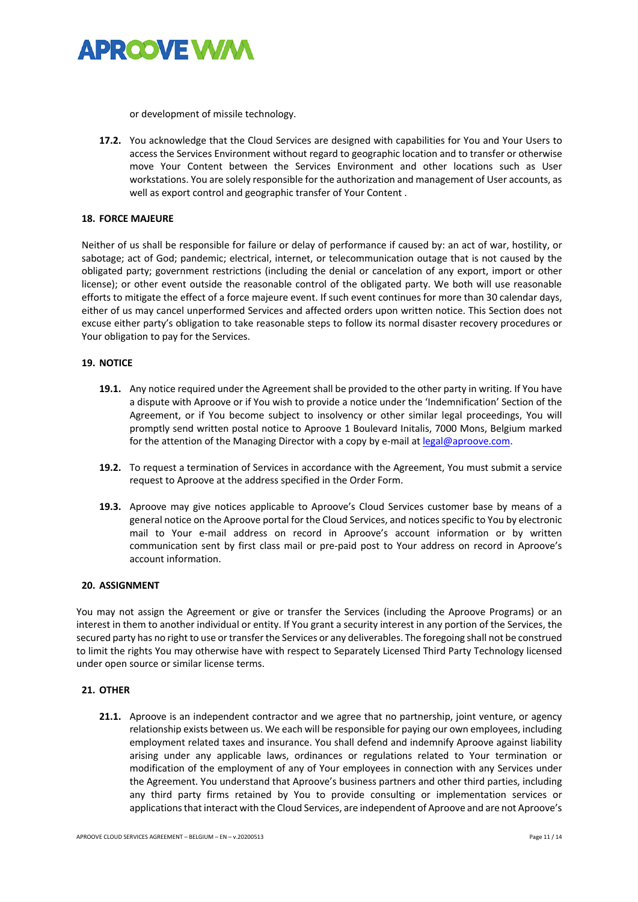or development of missile technology.

**17.2.** You acknowledge that the Cloud Services are designed with capabilities for You and Your Users to access the Services Environment without regard to geographic location and to transfer or otherwise move Your Content between the Services Environment and other locations such as User workstations. You are solely responsible for the authorization and management of User accounts, as well as export control and geographic transfer of Your Content .

## 18. FORCE MAJEURE

Neither of us shall be responsible for failure or delay of performance if caused by: an act of war, hostility, or sabotage; act of God; pandemic; electrical, internet, or telecommunication outage that is not caused by the obligated party; government restrictions (including the denial or cancelation of any export, import or other license); or other event outside the reasonable control of the obligated party. We both will use reasonable efforts to mitigate the effect of a force majeure event. If such event continues for more than 30 calendar days, either of us may cancel unperformed Services and affected orders upon written notice. This Section does not excuse either party's obligation to take reasonable steps to follow its normal disaster recovery procedures or Your obligation to pay for the Services.

## 19. NOTICE

**19.1.** Any notice required under the Agreement shall be provided to the other party in writing. If You have a dispute with Aproove or if You wish to provide a notice under the 'Indemnification' Section of the Agreement, or if You become subject to insolvency or other similar legal proceedings, You will promptly send written postal notice to Aproove 1 Boulevard Initalis, 7000 Mons, Belgium marked for the attention of the Managing Director with a copy by e-mail at legal@aproove.com.

**19.2.** To request a termination of Services in accordance with the Agreement, You must submit a service request to Aproove at the address specified in the Order Form.

**19.3.** Aproove may give notices applicable to Aproove's Cloud Services customer base by means of a general notice on the Aproove portal for the Cloud Services, and notices specific to You by electronic mail to Your e-mail address on record in Aproove's account information or by written communication sent by first class mail or pre-paid post to Your address on record in Aproove's account information.

## 20. ASSIGNMENT

You may not assign the Agreement or give or transfer the Services (including the Aproove Programs) or an interest in them to another individual or entity. If You grant a security interest in any portion of the Services, the secured party has no right to use or transfer the Services or any deliverables. The foregoing shall not be construed to limit the rights You may otherwise have with respect to Separately Licensed Third Party Technology licensed under open source or similar license terms.

## 21. OTHER

**21.1.** Aproove is an independent contractor and we agree that no partnership, joint venture, or agency relationship exists between us. We each will be responsible for paying our own employees, including employment related taxes and insurance. You shall defend and indemnify Aproove against liability arising under any applicable laws, ordinances or regulations related to Your termination or modification of the employment of any of Your employees in connection with any Services under the Agreement. You understand that Aproove's business partners and other third parties, including any third party firms retained by You to provide consulting or implementation services or applications that interact with the Cloud Services, are independent of Aproove and are not Aproove's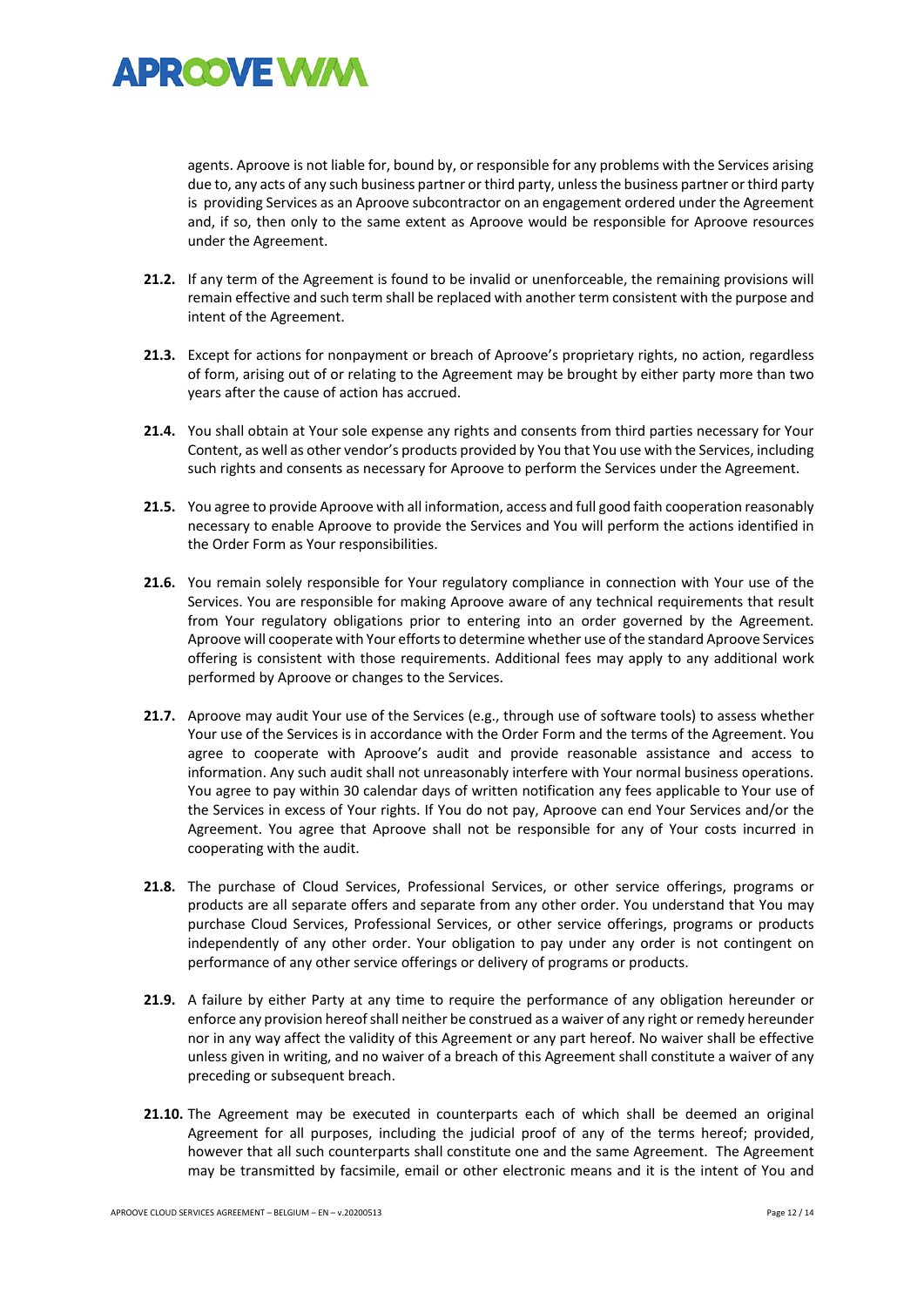agents. Aproove is not liable for, bound by, or responsible for any problems with the Services arising due to, any acts of any such business partner or third party, unless the business partner or third party is providing Services as an Aproove subcontractor on an engagement ordered under the Agreement and, if so, then only to the same extent as Aproove would be responsible for Aproove resources under the Agreement.

**21.2.** If any term of the Agreement is found to be invalid or unenforceable, the remaining provisions will remain effective and such term shall be replaced with another term consistent with the purpose and intent of the Agreement.

**21.3.** Except for actions for nonpayment or breach of Aproove's proprietary rights, no action, regardless of form, arising out of or relating to the Agreement may be brought by either party more than two years after the cause of action has accrued.

**21.4.** You shall obtain at Your sole expense any rights and consents from third parties necessary for Your Content, as well as other vendor's products provided by You that You use with the Services, including such rights and consents as necessary for Aproove to perform the Services under the Agreement.

**21.5.** You agree to provide Aproove with all information, access and full good faith cooperation reasonably necessary to enable Aproove to provide the Services and You will perform the actions identified in the Order Form as Your responsibilities.

**21.6.** You remain solely responsible for Your regulatory compliance in connection with Your use of the Services. You are responsible for making Aproove aware of any technical requirements that result from Your regulatory obligations prior to entering into an order governed by the Agreement. Aproove will cooperate with Your efforts to determine whether use of the standard Aproove Services offering is consistent with those requirements. Additional fees may apply to any additional work performed by Aproove or changes to the Services.

**21.7.** Aproove may audit Your use of the Services (e.g., through use of software tools) to assess whether Your use of the Services is in accordance with the Order Form and the terms of the Agreement. You agree to cooperate with Aproove's audit and provide reasonable assistance and access to information. Any such audit shall not unreasonably interfere with Your normal business operations. You agree to pay within 30 calendar days of written notification any fees applicable to Your use of the Services in excess of Your rights. If You do not pay, Aproove can end Your Services and/or the Agreement. You agree that Aproove shall not be responsible for any of Your costs incurred in cooperating with the audit.

**21.8.** The purchase of Cloud Services, Professional Services, or other service offerings, programs or products are all separate offers and separate from any other order. You understand that You may purchase Cloud Services, Professional Services, or other service offerings, programs or products independently of any other order. Your obligation to pay under any order is not contingent on performance of any other service offerings or delivery of programs or products.

**21.9.** A failure by either Party at any time to require the performance of any obligation hereunder or enforce any provision hereof shall neither be construed as a waiver of any right or remedy hereunder nor in any way affect the validity of this Agreement or any part hereof. No waiver shall be effective unless given in writing, and no waiver of a breach of this Agreement shall constitute a waiver of any preceding or subsequent breach.

**21.10.** The Agreement may be executed in counterparts each of which shall be deemed an original Agreement for all purposes, including the judicial proof of any of the terms hereof; provided, however that all such counterparts shall constitute one and the same Agreement. The Agreement may be transmitted by facsimile, email or other electronic means and it is the intent of You and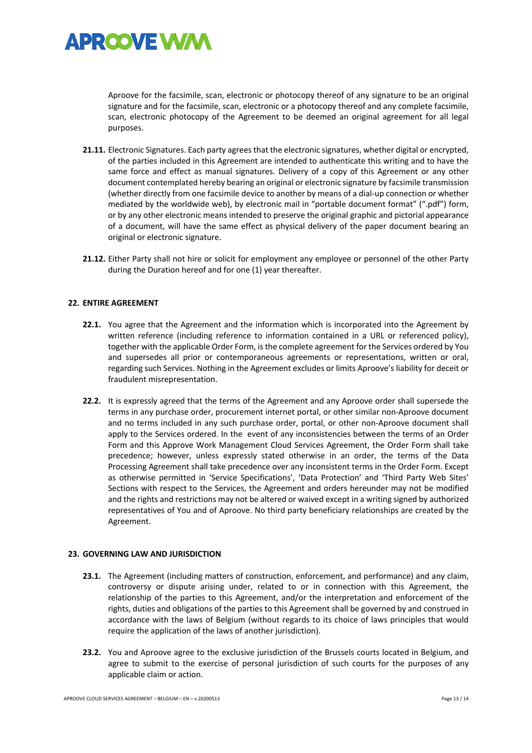Aproove for the facsimile, scan, electronic or photocopy thereof of any signature to be an original signature and for the facsimile, scan, electronic or a photocopy thereof and any complete facsimile, scan, electronic photocopy of the Agreement to be deemed an original agreement for all legal purposes.

**21.11.** Electronic Signatures. Each party agrees that the electronic signatures, whether digital or encrypted, of the parties included in this Agreement are intended to authenticate this writing and to have the same force and effect as manual signatures. Delivery of a copy of this Agreement or any other document contemplated hereby bearing an original or electronic signature by facsimile transmission (whether directly from one facsimile device to another by means of a dial-up connection or whether mediated by the worldwide web), by electronic mail in "portable document format" (".pdf") form, or by any other electronic means intended to preserve the original graphic and pictorial appearance of a document, will have the same effect as physical delivery of the paper document bearing an original or electronic signature.

**21.12.** Either Party shall not hire or solicit for employment any employee or personnel of the other Party during the Duration hereof and for one (1) year thereafter.

## 22. ENTIRE AGREEMENT

**22.1.** You agree that the Agreement and the information which is incorporated into the Agreement by written reference (including reference to information contained in a URL or referenced policy), together with the applicable Order Form, is the complete agreement for the Services ordered by You and supersedes all prior or contemporaneous agreements or representations, written or oral, regarding such Services. Nothing in the Agreement excludes or limits Aproove's liability for deceit or fraudulent misrepresentation.

**22.2.** It is expressly agreed that the terms of the Agreement and any Aproove order shall supersede the terms in any purchase order, procurement internet portal, or other similar non-Aproove document and no terms included in any such purchase order, portal, or other non-Aproove document shall apply to the Services ordered. In the event of any inconsistencies between the terms of an Order Form and this Approve Work Management Cloud Services Agreement, the Order Form shall take precedence; however, unless expressly stated otherwise in an order, the terms of the Data Processing Agreement shall take precedence over any inconsistent terms in the Order Form. Except as otherwise permitted in 'Service Specifications', 'Data Protection' and 'Third Party Web Sites' Sections with respect to the Services, the Agreement and orders hereunder may not be modified and the rights and restrictions may not be altered or waived except in a writing signed by authorized representatives of You and of Aproove. No third party beneficiary relationships are created by the Agreement.

## 23. GOVERNING LAW AND JURISDICTION

**23.1.** The Agreement (including matters of construction, enforcement, and performance) and any claim, controversy or dispute arising under, related to or in connection with this Agreement, the relationship of the parties to this Agreement, and/or the interpretation and enforcement of the rights, duties and obligations of the parties to this Agreement shall be governed by and construed in accordance with the laws of Belgium (without regards to its choice of laws principles that would require the application of the laws of another jurisdiction).

**23.2.** You and Aproove agree to the exclusive jurisdiction of the Brussels courts located in Belgium, and agree to submit to the exercise of personal jurisdiction of such courts for the purposes of any applicable claim or action.